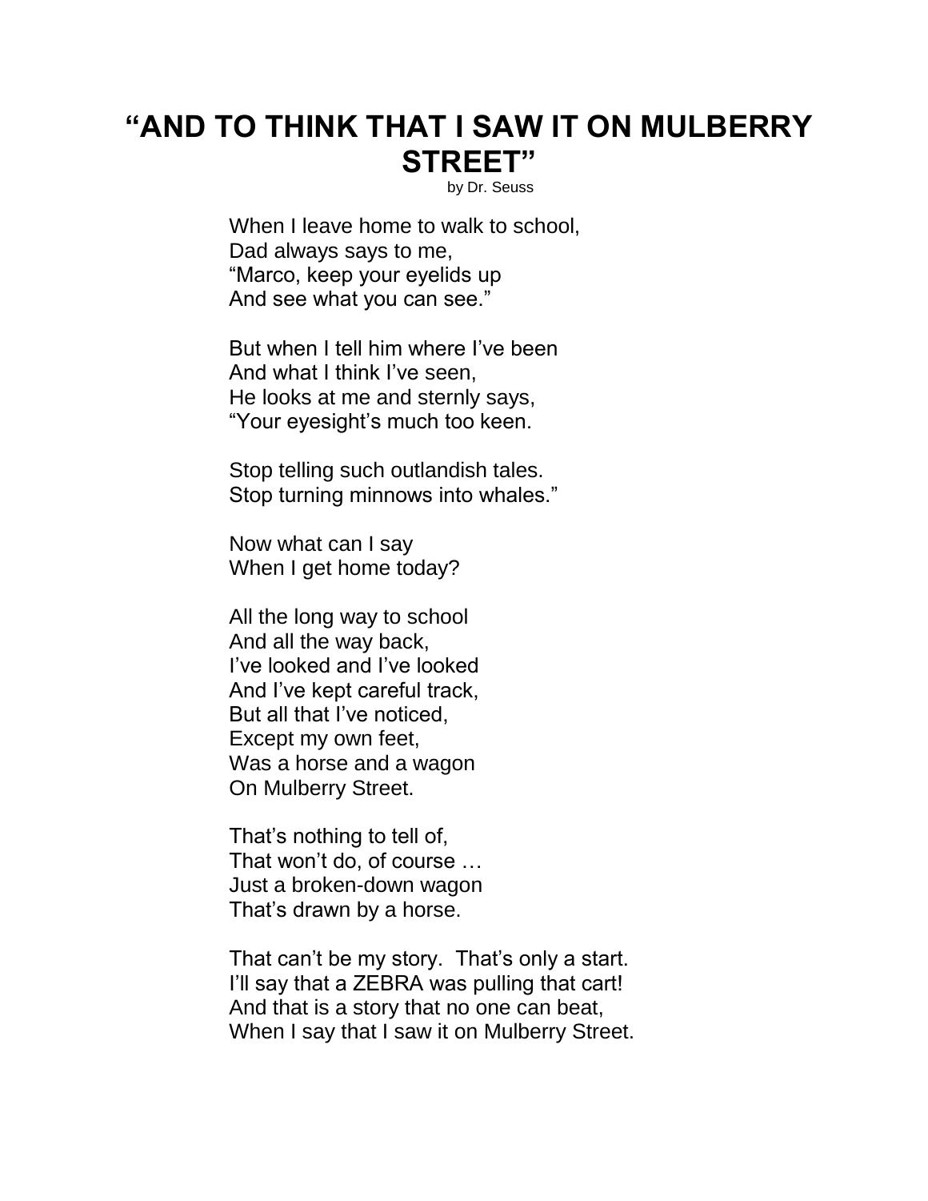# "AND TO THINK THAT I SAW IT ON MULBERRY STREET"

by Dr. Seuss

When I leave home to walk to school,
Dad always says to me,
"Marco, keep your eyelids up
And see what you can see."

But when I tell him where I've been
And what I think I've seen,
He looks at me and sternly says,
"Your eyesight's much too keen.

Stop telling such outlandish tales.
Stop turning minnows into whales."

Now what can I say
When I get home today?

All the long way to school
And all the way back,
I've looked and I've looked
And I've kept careful track,
But all that I've noticed,
Except my own feet,
Was a horse and a wagon
On Mulberry Street.

That's nothing to tell of,
That won't do, of course …
Just a broken-down wagon
That's drawn by a horse.

That can't be my story. That's only a start.
I'll say that a ZEBRA was pulling that cart!
And that is a story that no one can beat,
When I say that I saw it on Mulberry Street.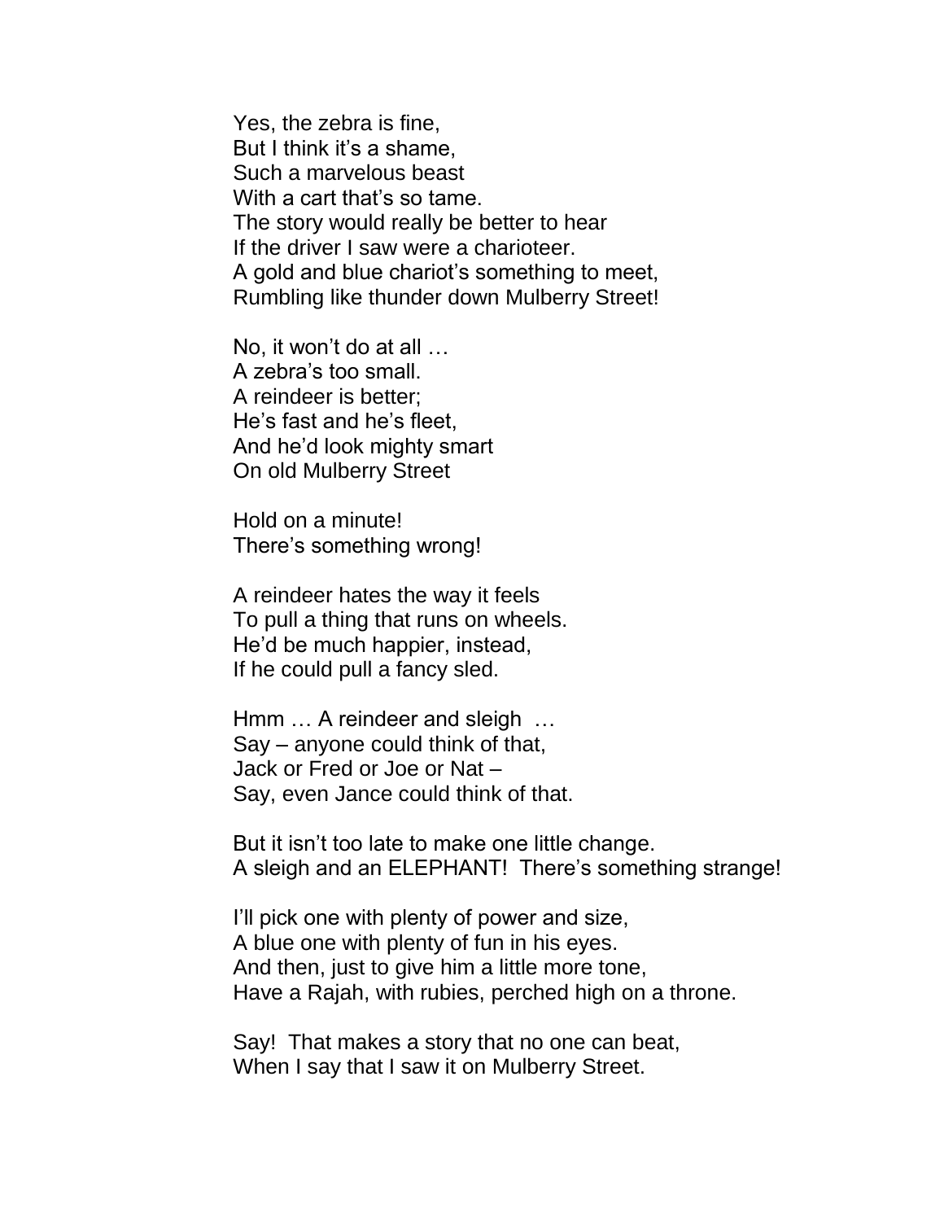Yes, the zebra is fine,
But I think it's a shame,
Such a marvelous beast
With a cart that's so tame.
The story would really be better to hear
If the driver I saw were a charioteer.
A gold and blue chariot's something to meet,
Rumbling like thunder down Mulberry Street!

No, it won't do at all …
A zebra's too small.
A reindeer is better;
He's fast and he's fleet,
And he'd look mighty smart
On old Mulberry Street

Hold on a minute!
There's something wrong!

A reindeer hates the way it feels
To pull a thing that runs on wheels.
He'd be much happier, instead,
If he could pull a fancy sled.

Hmm … A reindeer and sleigh …
Say – anyone could think of that,
Jack or Fred or Joe or Nat –
Say, even Jance could think of that.

But it isn't too late to make one little change.
A sleigh and an ELEPHANT! There's something strange!

I'll pick one with plenty of power and size,
A blue one with plenty of fun in his eyes.
And then, just to give him a little more tone,
Have a Rajah, with rubies, perched high on a throne.

Say! That makes a story that no one can beat,
When I say that I saw it on Mulberry Street.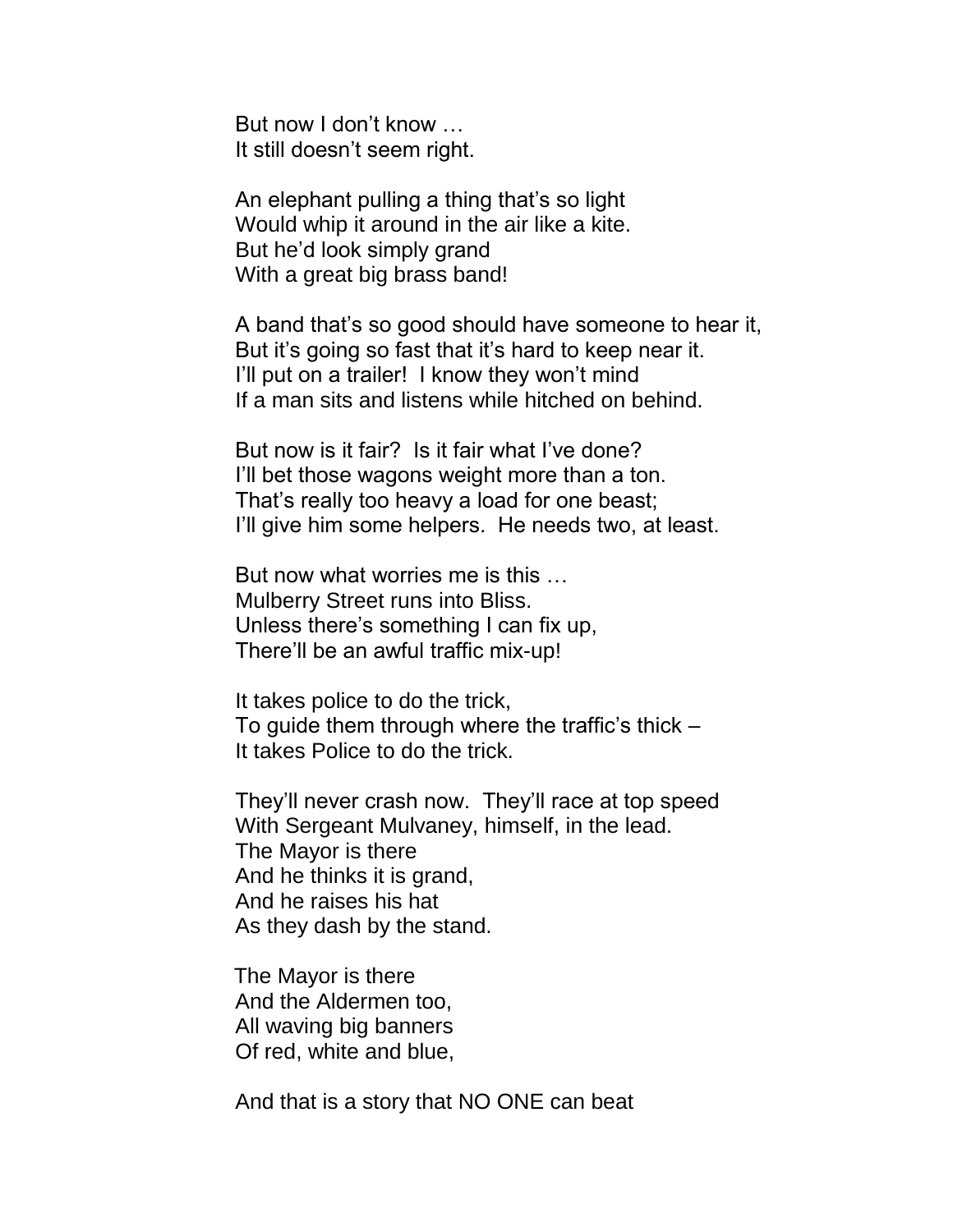But now I don't know …  
It still doesn't seem right.

An elephant pulling a thing that's so light  
Would whip it around in the air like a kite.  
But he'd look simply grand  
With a great big brass band!

A band that's so good should have someone to hear it,  
But it's going so fast that it's hard to keep near it.  
I'll put on a trailer! I know they won't mind  
If a man sits and listens while hitched on behind.

But now is it fair? Is it fair what I've done?  
I'll bet those wagons weight more than a ton.  
That's really too heavy a load for one beast;  
I'll give him some helpers. He needs two, at least.

But now what worries me is this …  
Mulberry Street runs into Bliss.  
Unless there's something I can fix up,  
There'll be an awful traffic mix-up!

It takes police to do the trick,  
To guide them through where the traffic's thick –  
It takes Police to do the trick.

They'll never crash now. They'll race at top speed  
With Sergeant Mulvaney, himself, in the lead.  
The Mayor is there  
And he thinks it is grand,  
And he raises his hat  
As they dash by the stand.

The Mayor is there  
And the Aldermen too,  
All waving big banners  
Of red, white and blue,

And that is a story that NO ONE can beat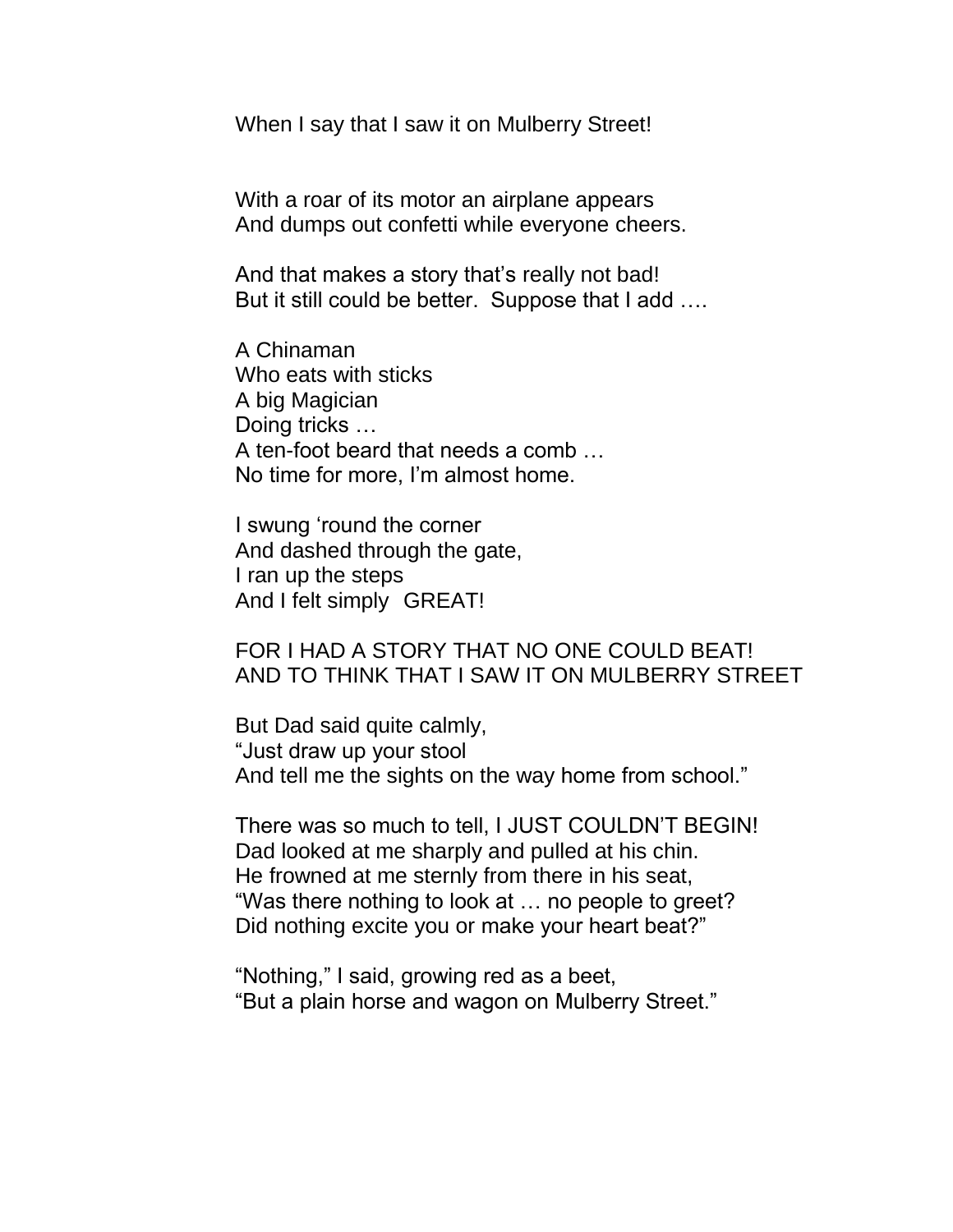When I say that I saw it on Mulberry Street!

With a roar of its motor an airplane appears
And dumps out confetti while everyone cheers.

And that makes a story that's really not bad!
But it still could be better. Suppose that I add ….

A Chinaman
Who eats with sticks
A big Magician
Doing tricks …
A ten-foot beard that needs a comb …
No time for more, I'm almost home.

I swung 'round the corner
And dashed through the gate,
I ran up the steps
And I felt simply GREAT!

FOR I HAD A STORY THAT NO ONE COULD BEAT!
AND TO THINK THAT I SAW IT ON MULBERRY STREET

But Dad said quite calmly,
"Just draw up your stool
And tell me the sights on the way home from school."

There was so much to tell, I JUST COULDN'T BEGIN!
Dad looked at me sharply and pulled at his chin.
He frowned at me sternly from there in his seat,
"Was there nothing to look at … no people to greet?
Did nothing excite you or make your heart beat?"

"Nothing," I said, growing red as a beet,
"But a plain horse and wagon on Mulberry Street."